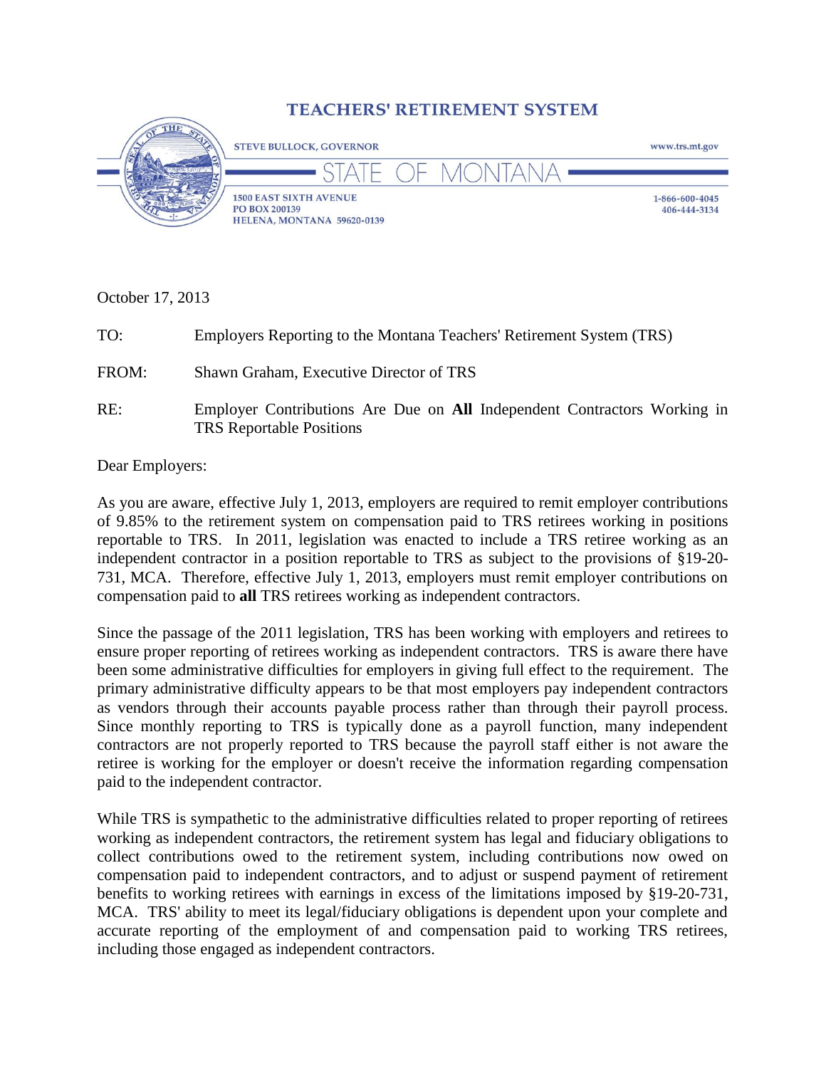# TEACHERS' RETIREMENT SYSTEM

STEVE BULLOCK, GOVERNOR

www.trs.mt.gov

STATE OF MONTANA

1500 EAST SIXTH AVENUE
PO BOX 200139
HELENA, MONTANA 59620-0139

1-866-600-4045
406-444-3134

October 17, 2013

TO: Employers Reporting to the Montana Teachers' Retirement System (TRS)

FROM: Shawn Graham, Executive Director of TRS

RE: Employer Contributions Are Due on **All** Independent Contractors Working in TRS Reportable Positions

Dear Employers:

As you are aware, effective July 1, 2013, employers are required to remit employer contributions of 9.85% to the retirement system on compensation paid to TRS retirees working in positions reportable to TRS. In 2011, legislation was enacted to include a TRS retiree working as an independent contractor in a position reportable to TRS as subject to the provisions of §19-20-731, MCA. Therefore, effective July 1, 2013, employers must remit employer contributions on compensation paid to **all** TRS retirees working as independent contractors.

Since the passage of the 2011 legislation, TRS has been working with employers and retirees to ensure proper reporting of retirees working as independent contractors. TRS is aware there have been some administrative difficulties for employers in giving full effect to the requirement. The primary administrative difficulty appears to be that most employers pay independent contractors as vendors through their accounts payable process rather than through their payroll process. Since monthly reporting to TRS is typically done as a payroll function, many independent contractors are not properly reported to TRS because the payroll staff either is not aware the retiree is working for the employer or doesn't receive the information regarding compensation paid to the independent contractor.

While TRS is sympathetic to the administrative difficulties related to proper reporting of retirees working as independent contractors, the retirement system has legal and fiduciary obligations to collect contributions owed to the retirement system, including contributions now owed on compensation paid to independent contractors, and to adjust or suspend payment of retirement benefits to working retirees with earnings in excess of the limitations imposed by §19-20-731, MCA. TRS' ability to meet its legal/fiduciary obligations is dependent upon your complete and accurate reporting of the employment of and compensation paid to working TRS retirees, including those engaged as independent contractors.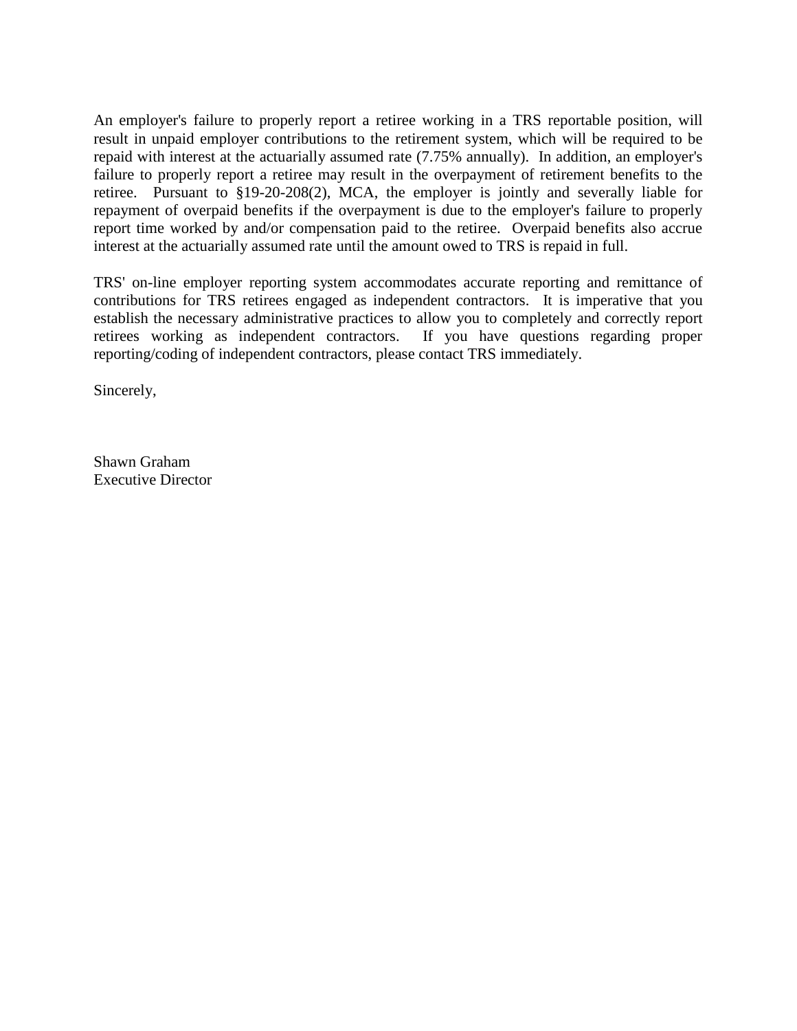An employer's failure to properly report a retiree working in a TRS reportable position, will result in unpaid employer contributions to the retirement system, which will be required to be repaid with interest at the actuarially assumed rate (7.75% annually). In addition, an employer's failure to properly report a retiree may result in the overpayment of retirement benefits to the retiree. Pursuant to §19-20-208(2), MCA, the employer is jointly and severally liable for repayment of overpaid benefits if the overpayment is due to the employer's failure to properly report time worked by and/or compensation paid to the retiree. Overpaid benefits also accrue interest at the actuarially assumed rate until the amount owed to TRS is repaid in full.

TRS' on-line employer reporting system accommodates accurate reporting and remittance of contributions for TRS retirees engaged as independent contractors. It is imperative that you establish the necessary administrative practices to allow you to completely and correctly report retirees working as independent contractors. If you have questions regarding proper reporting/coding of independent contractors, please contact TRS immediately.

Sincerely,

Shawn Graham
Executive Director